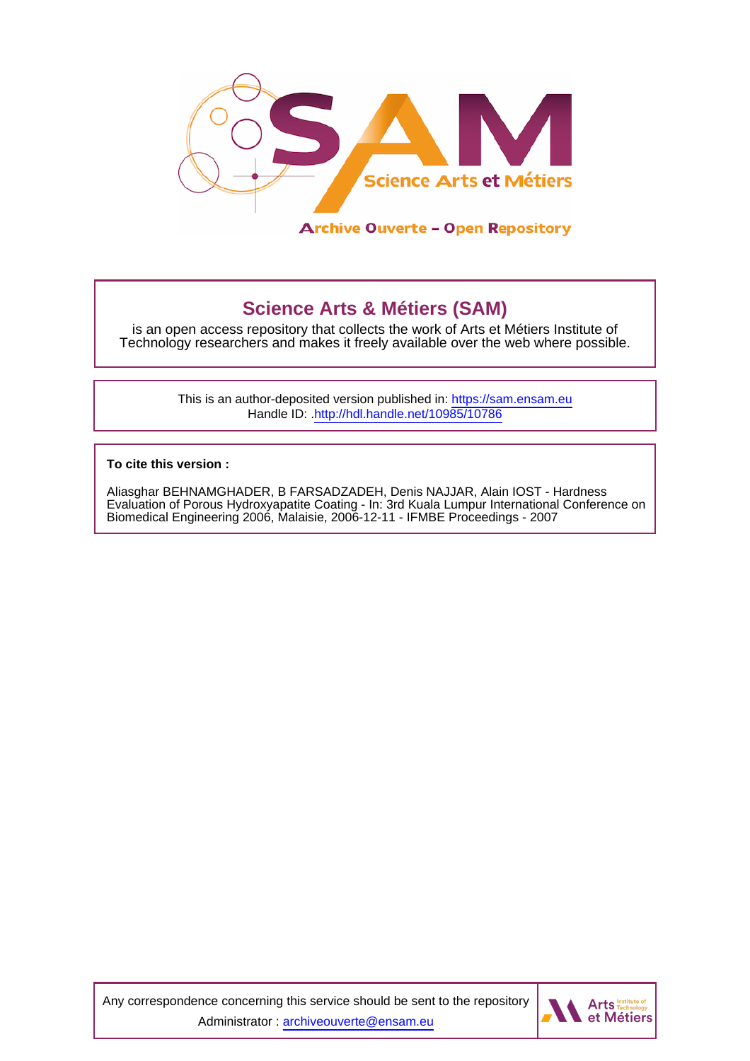# Science Arts & Métiers (SAM)

is an open access repository that collects the work of Arts et Métiers Institute of Technology researchers and makes it freely available over the web where possible.

This is an author-deposited version published in: https://sam.ensam.eu
Handle ID: .http://hdl.handle.net/10985/10786

**To cite this version :**

Aliasghar BEHNAMGHADER, B FARSADZADEH, Denis NAJJAR, Alain IOST - Hardness Evaluation of Porous Hydroxyapatite Coating - In: 3rd Kuala Lumpur International Conference on Biomedical Engineering 2006, Malaisie, 2006-12-11 - IFMBE Proceedings - 2007

Any correspondence concerning this service should be sent to the repository Administrator : archiveouverte@ensam.eu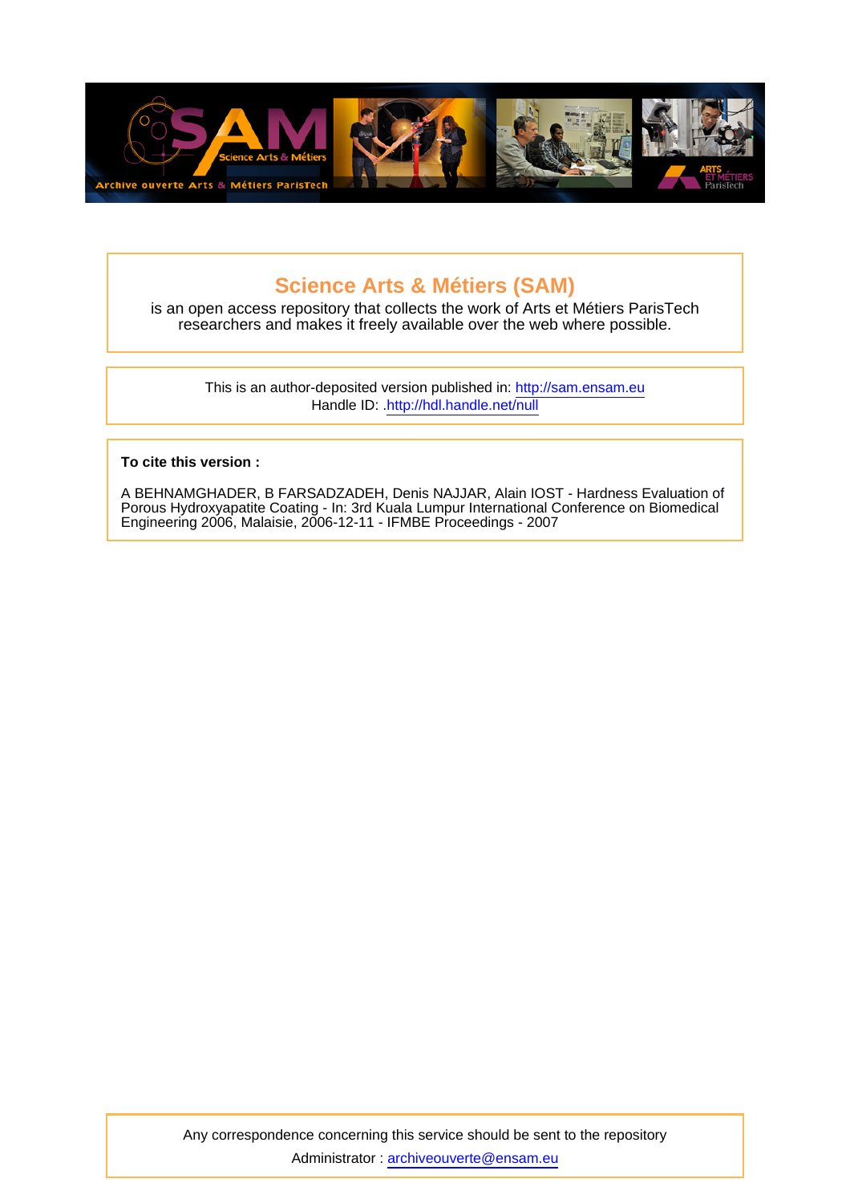# Science Arts & Métiers (SAM)

is an open access repository that collects the work of Arts et Métiers ParisTech researchers and makes it freely available over the web where possible.

This is an author-deposited version published in: http://sam.ensam.eu
Handle ID: .http://hdl.handle.net/null

**To cite this version :**

A BEHNAMGHADER, B FARSADZADEH, Denis NAJJAR, Alain IOST - Hardness Evaluation of Porous Hydroxyapatite Coating - In: 3rd Kuala Lumpur International Conference on Biomedical Engineering 2006, Malaisie, 2006-12-11 - IFMBE Proceedings - 2007

Any correspondence concerning this service should be sent to the repository
Administrator : archiveouverte@ensam.eu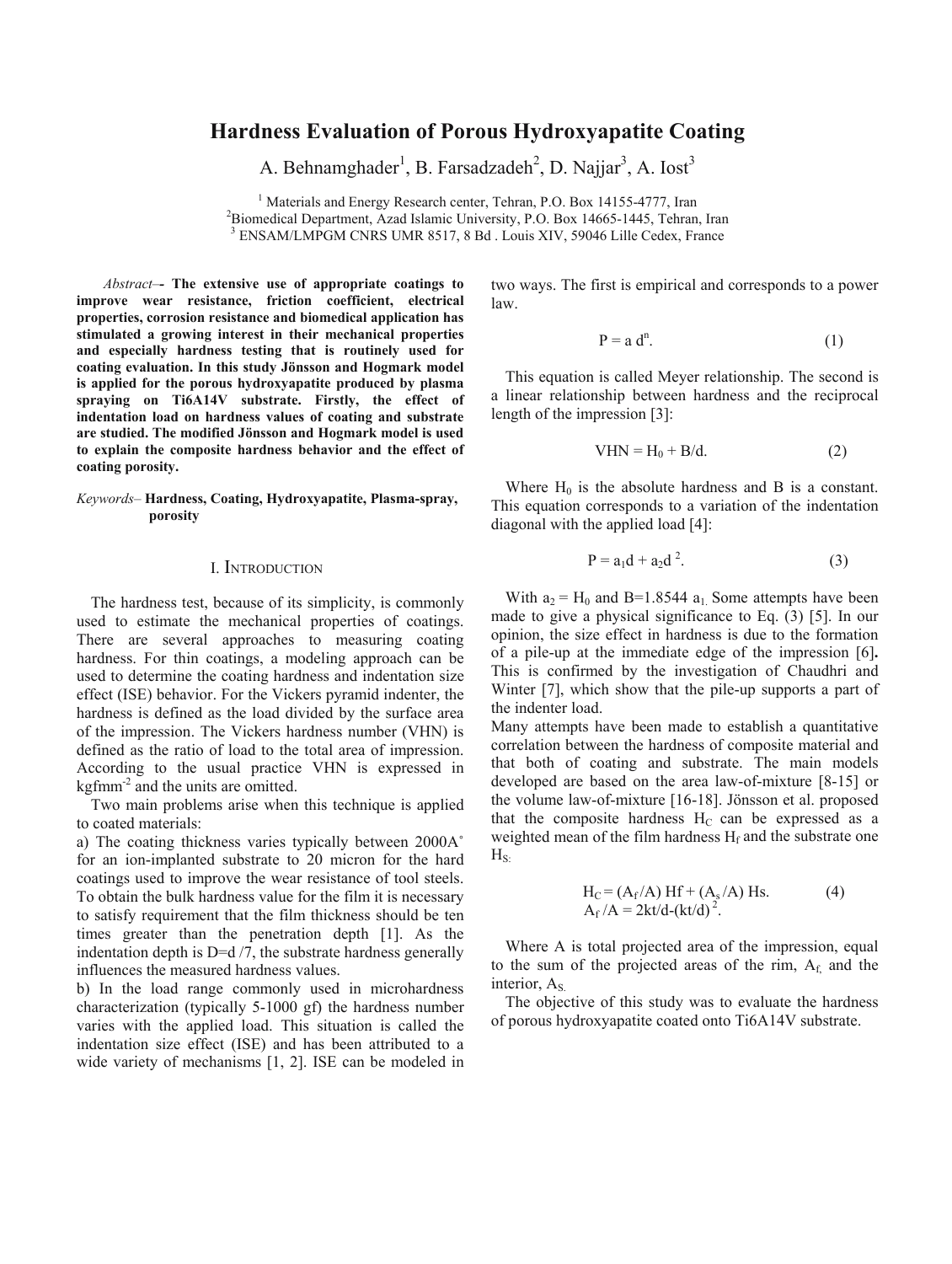# Hardness Evaluation of Porous Hydroxyapatite Coating

A. Behnamghader[1], B. Farsadzadeh[2], D. Najjar[3], A. Iost[3]

[1] Materials and Energy Research center, Tehran, P.O. Box 14155-4777, Iran
[2]Biomedical Department, Azad Islamic University, P.O. Box 14665-1445, Tehran, Iran
[3] ENSAM/LMPGM CNRS UMR 8517, 8 Bd . Louis XIV, 59046 Lille Cedex, France

*Abstract*–- **The extensive use of appropriate coatings to improve wear resistance, friction coefficient, electrical properties, corrosion resistance and biomedical application has stimulated a growing interest in their mechanical properties and especially hardness testing that is routinely used for coating evaluation. In this study Jönsson and Hogmark model is applied for the porous hydroxyapatite produced by plasma spraying on Ti6A14V substrate. Firstly, the effect of indentation load on hardness values of coating and substrate are studied. The modified Jönsson and Hogmark model is used to explain the composite hardness behavior and the effect of coating porosity.**

*Keywords*– **Hardness, Coating, Hydroxyapatite, Plasma-spray, porosity**

## I. Introduction

The hardness test, because of its simplicity, is commonly used to estimate the mechanical properties of coatings. There are several approaches to measuring coating hardness. For thin coatings, a modeling approach can be used to determine the coating hardness and indentation size effect (ISE) behavior. For the Vickers pyramid indenter, the hardness is defined as the load divided by the surface area of the impression. The Vickers hardness number (VHN) is defined as the ratio of load to the total area of impression. According to the usual practice VHN is expressed in $kgfmm^{-2}$ and the units are omitted.

Two main problems arise when this technique is applied to coated materials:

a) The coating thickness varies typically between 2000A° for an ion-implanted substrate to 20 micron for the hard coatings used to improve the wear resistance of tool steels. To obtain the bulk hardness value for the film it is necessary to satisfy requirement that the film thickness should be ten times greater than the penetration depth [1]. As the indentation depth is D=d /7, the substrate hardness generally influences the measured hardness values.

b) In the load range commonly used in microhardness characterization (typically 5-1000 gf) the hardness number varies with the applied load. This situation is called the indentation size effect (ISE) and has been attributed to a wide variety of mechanisms [1, 2]. ISE can be modeled in two ways. The first is empirical and corresponds to a power law.

$$P = a\,d^{n}. \tag{1}$$

This equation is called Meyer relationship. The second is a linear relationship between hardness and the reciprocal length of the impression [3]:

$$VHN = H_0 + B/d. \tag{2}$$

Where $H_0$ is the absolute hardness and B is a constant. This equation corresponds to a variation of the indentation diagonal with the applied load [4]:

$$P = a_1 d + a_2 d^{2}. \tag{3}$$

With $a_2 = H_0$ and $B=1.8544\ a_1$. Some attempts have been made to give a physical significance to Eq. (3) [5]. In our opinion, the size effect in hardness is due to the formation of a pile-up at the immediate edge of the impression [6]**.** This is confirmed by the investigation of Chaudhri and Winter [7], which show that the pile-up supports a part of the indenter load.

Many attempts have been made to establish a quantitative correlation between the hardness of composite material and that both of coating and substrate. The main models developed are based on the area law-of-mixture [8-15] or the volume law-of-mixture [16-18]. Jönsson et al. proposed that the composite hardness $H_C$ can be expressed as a weighted mean of the film hardness $H_f$ and the substrate one $H_S$.

$$H_C = (A_f/A)\,Hf + (A_s/A)\,Hs. \tag{4}$$
$$A_f/A = 2kt/d-(kt/d)^{2}.$$

Where A is total projected area of the impression, equal to the sum of the projected areas of the rim, $A_f$, and the interior, $A_S$.

The objective of this study was to evaluate the hardness of porous hydroxyapatite coated onto Ti6A14V substrate.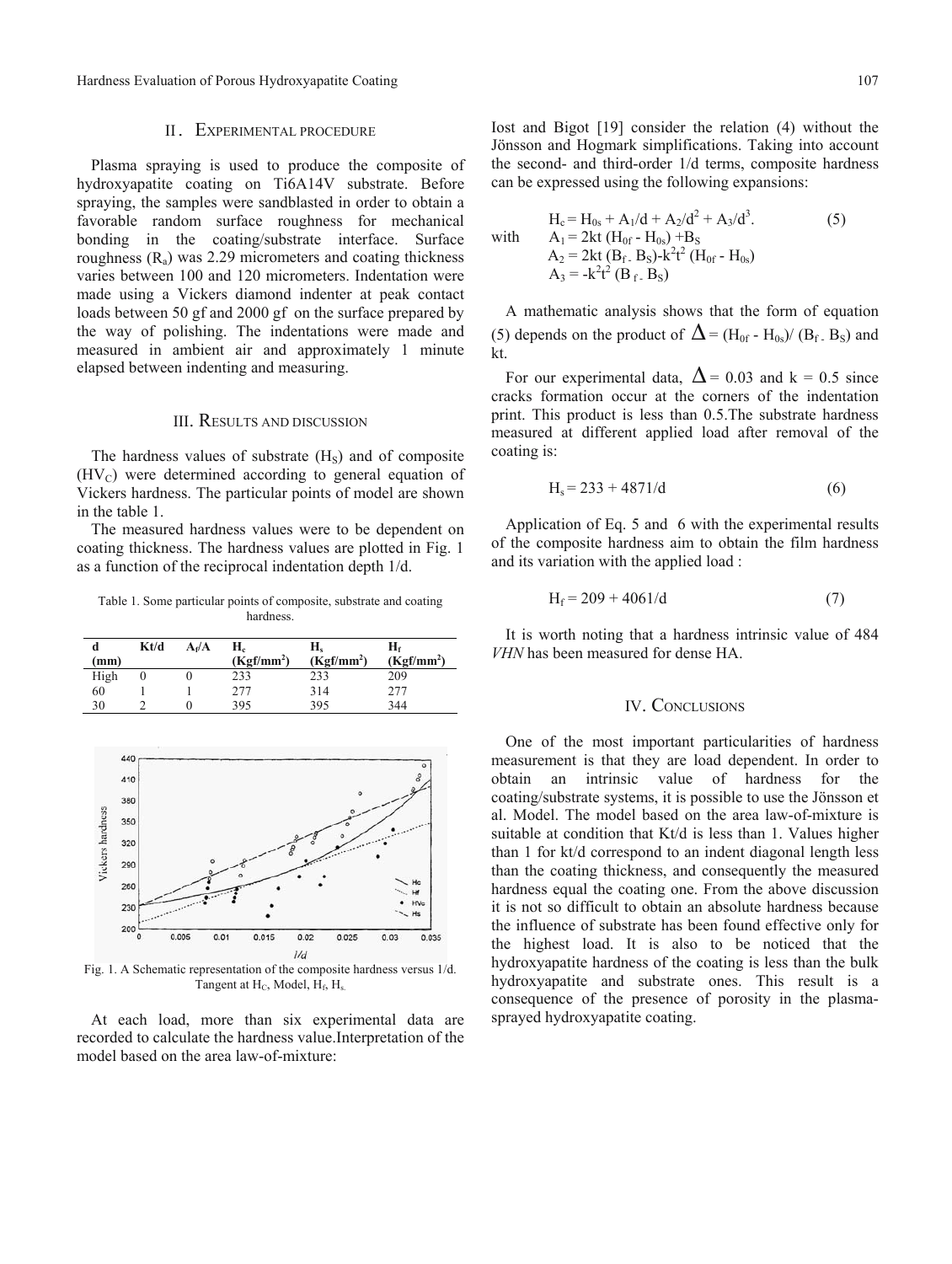## II. Experimental procedure

Plasma spraying is used to produce the composite of hydroxyapatite coating on Ti6A14V substrate. Before spraying, the samples were sandblasted in order to obtain a favorable random surface roughness for mechanical bonding in the coating/substrate interface. Surface roughness ($R_a$) was 2.29 micrometers and coating thickness varies between 100 and 120 micrometers. Indentation were made using a Vickers diamond indenter at peak contact loads between 50 gf and 2000 gf on the surface prepared by the way of polishing. The indentations were made and measured in ambient air and approximately 1 minute elapsed between indenting and measuring.

## III. Results and discussion

The hardness values of substrate ($H_S$) and of composite ($HV_C$) were determined according to general equation of Vickers hardness. The particular points of model are shown in the table 1.

The measured hardness values were to be dependent on coating thickness. The hardness values are plotted in Fig. 1 as a function of the reciprocal indentation depth 1/d.

Table 1. Some particular points of composite, substrate and coating hardness.

| d (mm) | Kt/d | $A_f/A$ | $H_c$ (Kgf/mm$^2$) | $H_s$ (Kgf/mm$^2$) | $H_f$ (Kgf/mm$^2$) |
|---|---|---|---|---|---|
| High | 0 | 0 | 233 | 233 | 209 |
| 60 | 1 | 1 | 277 | 314 | 277 |
| 30 | 2 | 0 | 395 | 395 | 344 |

Fig. 1. A Schematic representation of the composite hardness versus 1/d. Tangent at $H_C$, Model, $H_f$, $H_s$.

At each load, more than six experimental data are recorded to calculate the hardness value.Interpretation of the model based on the area law-of-mixture:

Iost and Bigot [19] consider the relation (4) without the Jönsson and Hogmark simplifications. Taking into account the second- and third-order 1/d terms, composite hardness can be expressed using the following expansions:

$$H_c = H_{0s} + A_1/d + A_2/d^2 + A_3/d^3. \quad (5)$$

with

$$A_1 = 2kt\,(H_{0f} - H_{0s}) + B_S$$
$$A_2 = 2kt\,(B_f - B_S) - k^2t^2\,(H_{0f} - H_{0s})$$
$$A_3 = -k^2t^2\,(B_f - B_S)$$

A mathematic analysis shows that the form of equation (5) depends on the product of $\Delta = (H_{0f} - H_{0s})/(B_f - B_S)$ and kt.

For our experimental data, $\Delta = 0.03$ and $k = 0.5$ since cracks formation occur at the corners of the indentation print. This product is less than 0.5.The substrate hardness measured at different applied load after removal of the coating is:

$$H_s = 233 + 4871/d \quad (6)$$

Application of Eq. 5 and 6 with the experimental results of the composite hardness aim to obtain the film hardness and its variation with the applied load :

$$H_f = 209 + 4061/d \quad (7)$$

It is worth noting that a hardness intrinsic value of 484 *VHN* has been measured for dense HA.

## IV. Conclusions

One of the most important particularities of hardness measurement is that they are load dependent. In order to obtain an intrinsic value of hardness for the coating/substrate systems, it is possible to use the Jönsson et al. Model. The model based on the area law-of-mixture is suitable at condition that Kt/d is less than 1. Values higher than 1 for kt/d correspond to an indent diagonal length less than the coating thickness, and consequently the measured hardness equal the coating one. From the above discussion it is not so difficult to obtain an absolute hardness because the influence of substrate has been found effective only for the highest load. It is also to be noticed that the hydroxyapatite hardness of the coating is less than the bulk hydroxyapatite and substrate ones. This result is a consequence of the presence of porosity in the plasma-sprayed hydroxyapatite coating.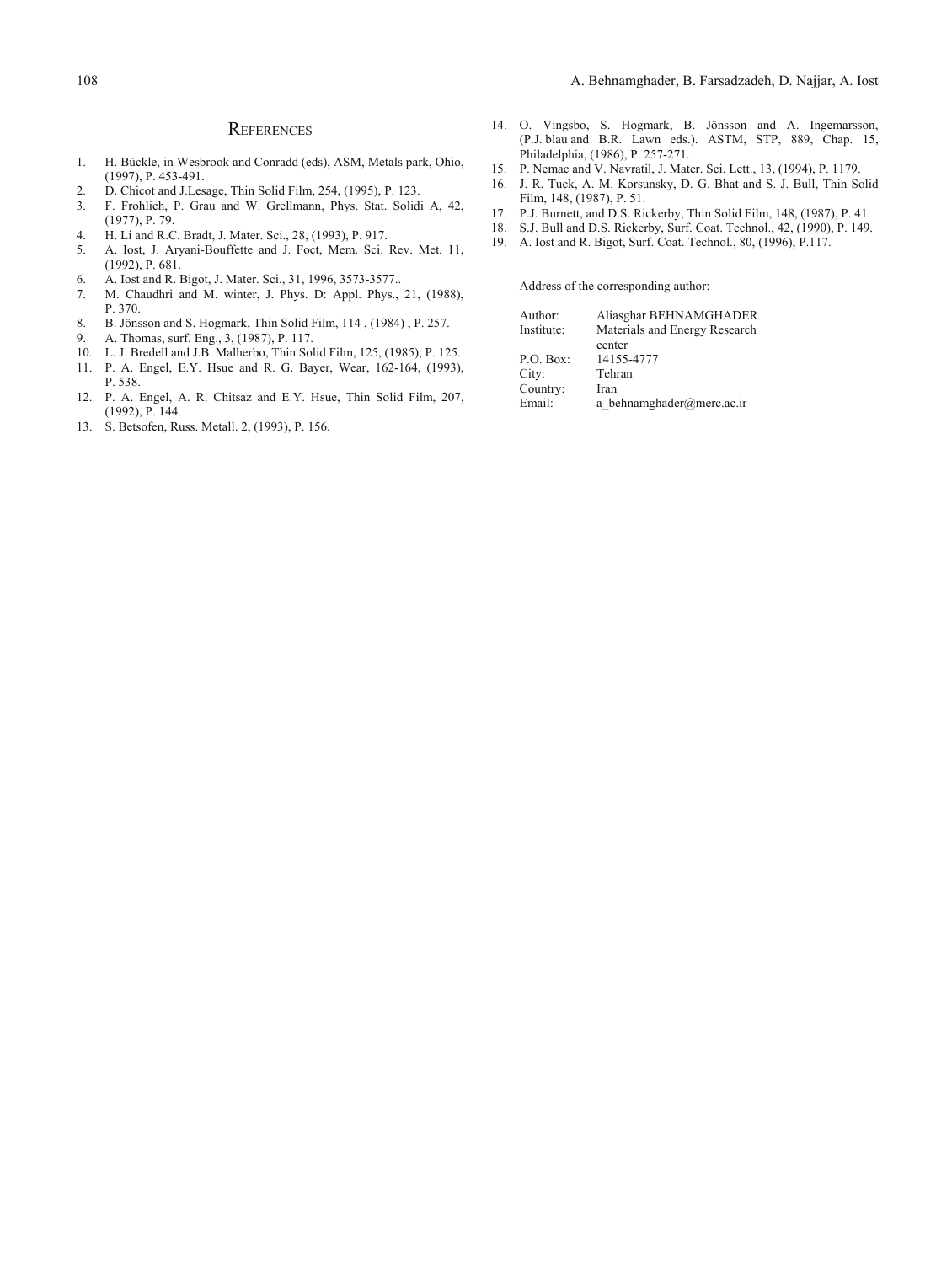## References

1. H. Bückle, in Wesbrook and Conradd (eds), ASM, Metals park, Ohio, (1997), P. 453-491.
2. D. Chicot and J.Lesage, Thin Solid Film, 254, (1995), P. 123.
3. F. Frohlich, P. Grau and W. Grellmann, Phys. Stat. Solidi A, 42, (1977), P. 79.
4. H. Li and R.C. Bradt, J. Mater. Sci., 28, (1993), P. 917.
5. A. Iost, J. Aryani-Bouffette and J. Foct, Mem. Sci. Rev. Met. 11, (1992), P. 681.
6. A. Iost and R. Bigot, J. Mater. Sci., 31, 1996, 3573-3577..
7. M. Chaudhri and M. winter, J. Phys. D: Appl. Phys., 21, (1988), P. 370.
8. B. Jönsson and S. Hogmark, Thin Solid Film, 114 , (1984) , P. 257.
9. A. Thomas, surf. Eng., 3, (1987), P. 117.
10. L. J. Bredell and J.B. Malherbo, Thin Solid Film, 125, (1985), P. 125.
11. P. A. Engel, E.Y. Hsue and R. G. Bayer, Wear, 162-164, (1993), P. 538.
12. P. A. Engel, A. R. Chitsaz and E.Y. Hsue, Thin Solid Film, 207, (1992), P. 144.
13. S. Betsofen, Russ. Metall. 2, (1993), P. 156.
14. O. Vingsbo, S. Hogmark, B. Jönsson and A. Ingemarsson, (P.J. blau and B.R. Lawn eds.). ASTM, STP, 889, Chap. 15, Philadelphia, (1986), P. 257-271.
15. P. Nemac and V. Navratil, J. Mater. Sci. Lett., 13, (1994), P. 1179.
16. J. R. Tuck, A. M. Korsunsky, D. G. Bhat and S. J. Bull, Thin Solid Film, 148, (1987), P. 51.
17. P.J. Burnett, and D.S. Rickerby, Thin Solid Film, 148, (1987), P. 41.
18. S.J. Bull and D.S. Rickerby, Surf. Coat. Technol., 42, (1990), P. 149.
19. A. Iost and R. Bigot, Surf. Coat. Technol., 80, (1996), P.117.

Address of the corresponding author:

| | |
|---|---|
| Author: | Aliasghar BEHNAMGHADER |
| Institute: | Materials and Energy Research center |
| P.O. Box: | 14155-4777 |
| City: | Tehran |
| Country: | Iran |
| Email: | a_behnamghader@merc.ac.ir |